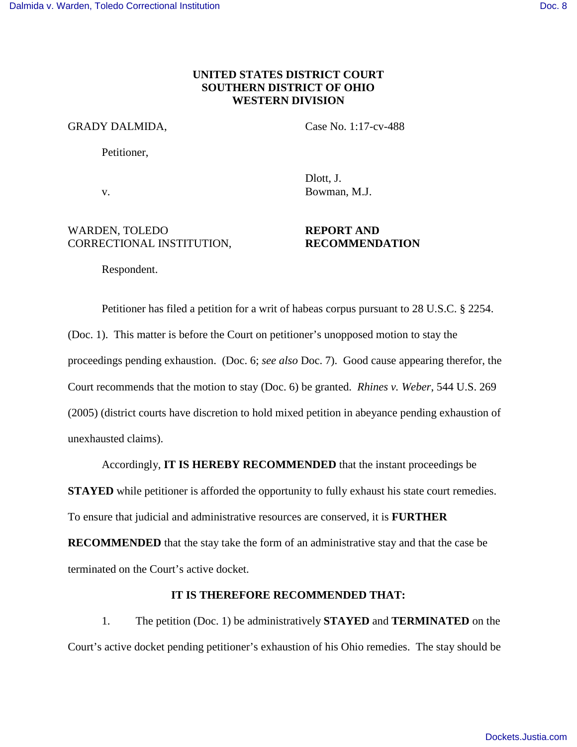**UNITED STATES DISTRICT COURT**
**SOUTHERN DISTRICT OF OHIO**
**WESTERN DIVISION**

GRADY DALMIDA,

Petitioner,

v.

WARDEN, TOLEDO CORRECTIONAL INSTITUTION,

Respondent.

Case No. 1:17-cv-488

Dlott, J.
Bowman, M.J.

**REPORT AND RECOMMENDATION**

Petitioner has filed a petition for a writ of habeas corpus pursuant to 28 U.S.C. § 2254. (Doc. 1). This matter is before the Court on petitioner's unopposed motion to stay the proceedings pending exhaustion. (Doc. 6; *see also* Doc. 7). Good cause appearing therefor, the Court recommends that the motion to stay (Doc. 6) be granted. *Rhines v. Weber*, 544 U.S. 269 (2005) (district courts have discretion to hold mixed petition in abeyance pending exhaustion of unexhausted claims).

Accordingly, **IT IS HEREBY RECOMMENDED** that the instant proceedings be **STAYED** while petitioner is afforded the opportunity to fully exhaust his state court remedies. To ensure that judicial and administrative resources are conserved, it is **FURTHER RECOMMENDED** that the stay take the form of an administrative stay and that the case be terminated on the Court's active docket.

**IT IS THEREFORE RECOMMENDED THAT:**

1. The petition (Doc. 1) be administratively **STAYED** and **TERMINATED** on the Court's active docket pending petitioner's exhaustion of his Ohio remedies. The stay should be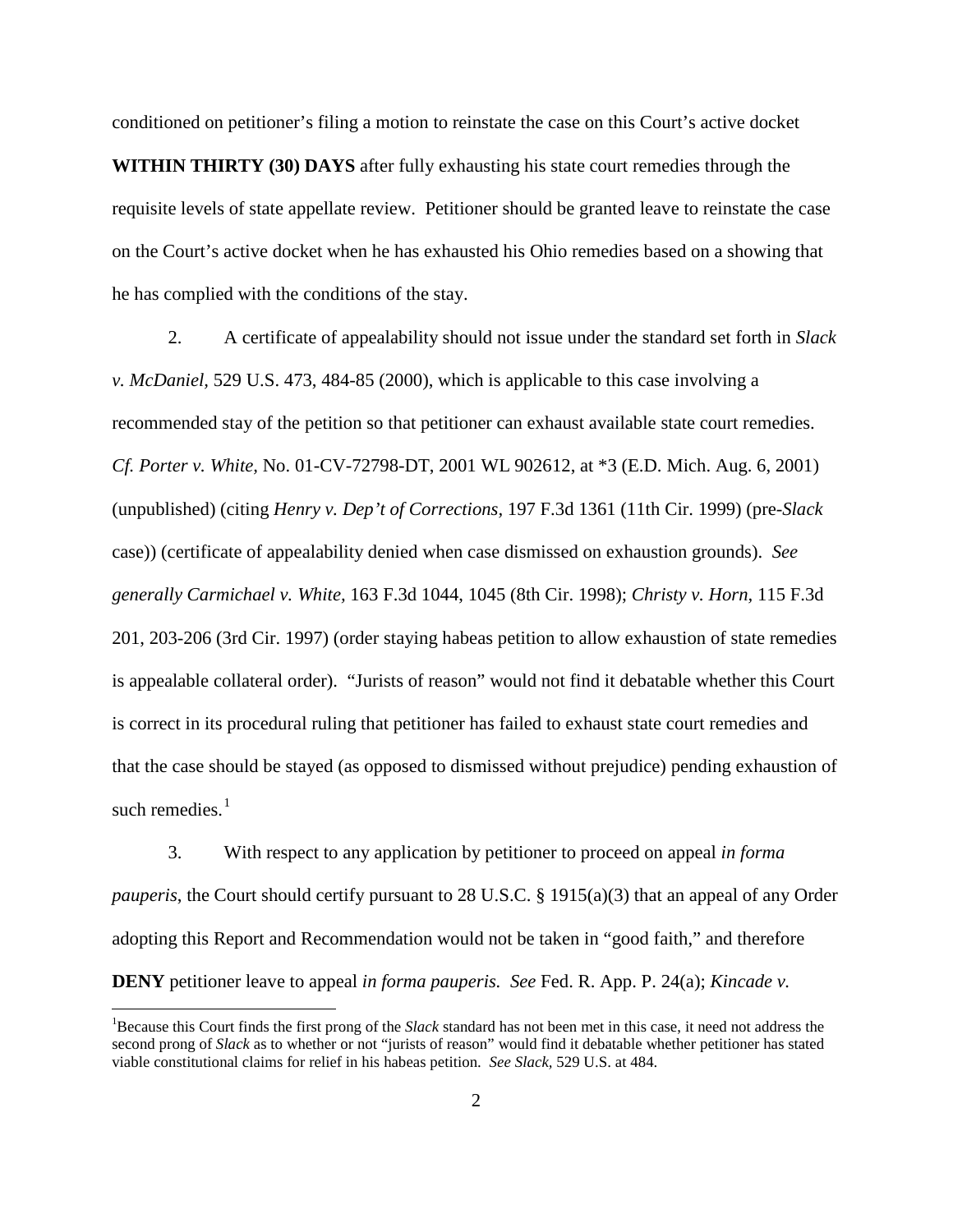conditioned on petitioner's filing a motion to reinstate the case on this Court's active docket **WITHIN THIRTY (30) DAYS** after fully exhausting his state court remedies through the requisite levels of state appellate review. Petitioner should be granted leave to reinstate the case on the Court's active docket when he has exhausted his Ohio remedies based on a showing that he has complied with the conditions of the stay.

2. A certificate of appealability should not issue under the standard set forth in *Slack v. McDaniel,* 529 U.S. 473, 484-85 (2000), which is applicable to this case involving a recommended stay of the petition so that petitioner can exhaust available state court remedies. *Cf. Porter v. White,* No. 01-CV-72798-DT, 2001 WL 902612, at *3 (E.D. Mich. Aug. 6, 2001) (unpublished) (citing *Henry v. Dep't of Corrections*, 197 F.3d 1361 (11th Cir. 1999) (pre-*Slack* case)) (certificate of appealability denied when case dismissed on exhaustion grounds). *See generally Carmichael v. White,* 163 F.3d 1044, 1045 (8th Cir. 1998); *Christy v. Horn*, 115 F.3d 201, 203-206 (3rd Cir. 1997) (order staying habeas petition to allow exhaustion of state remedies is appealable collateral order). "Jurists of reason" would not find it debatable whether this Court is correct in its procedural ruling that petitioner has failed to exhaust state court remedies and that the case should be stayed (as opposed to dismissed without prejudice) pending exhaustion of such remedies.[1]

3. With respect to any application by petitioner to proceed on appeal *in forma pauperis*, the Court should certify pursuant to 28 U.S.C. § 1915(a)(3) that an appeal of any Order adopting this Report and Recommendation would not be taken in "good faith," and therefore **DENY** petitioner leave to appeal *in forma pauperis. See* Fed. R. App. P. 24(a); *Kincade v.*

[1]Because this Court finds the first prong of the *Slack* standard has not been met in this case, it need not address the second prong of *Slack* as to whether or not "jurists of reason" would find it debatable whether petitioner has stated viable constitutional claims for relief in his habeas petition. *See Slack*, 529 U.S. at 484.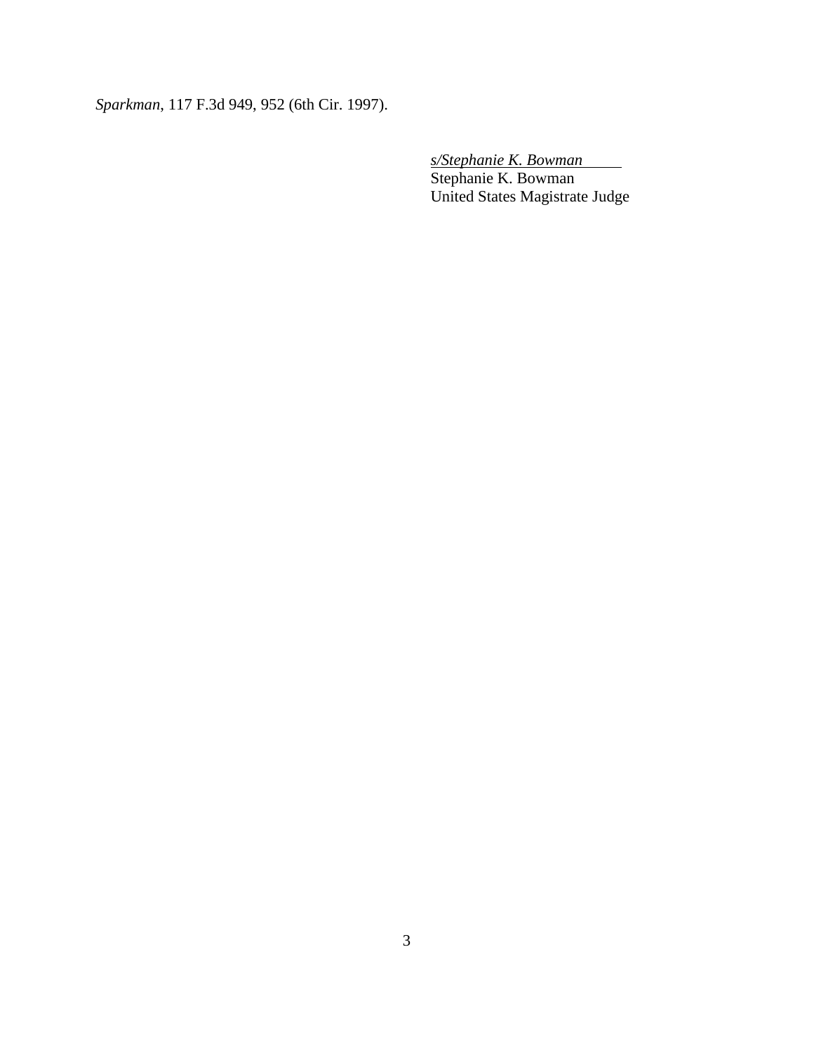*Sparkman*, 117 F.3d 949, 952 (6th Cir. 1997).

*s/Stephanie K. Bowman*
Stephanie K. Bowman
United States Magistrate Judge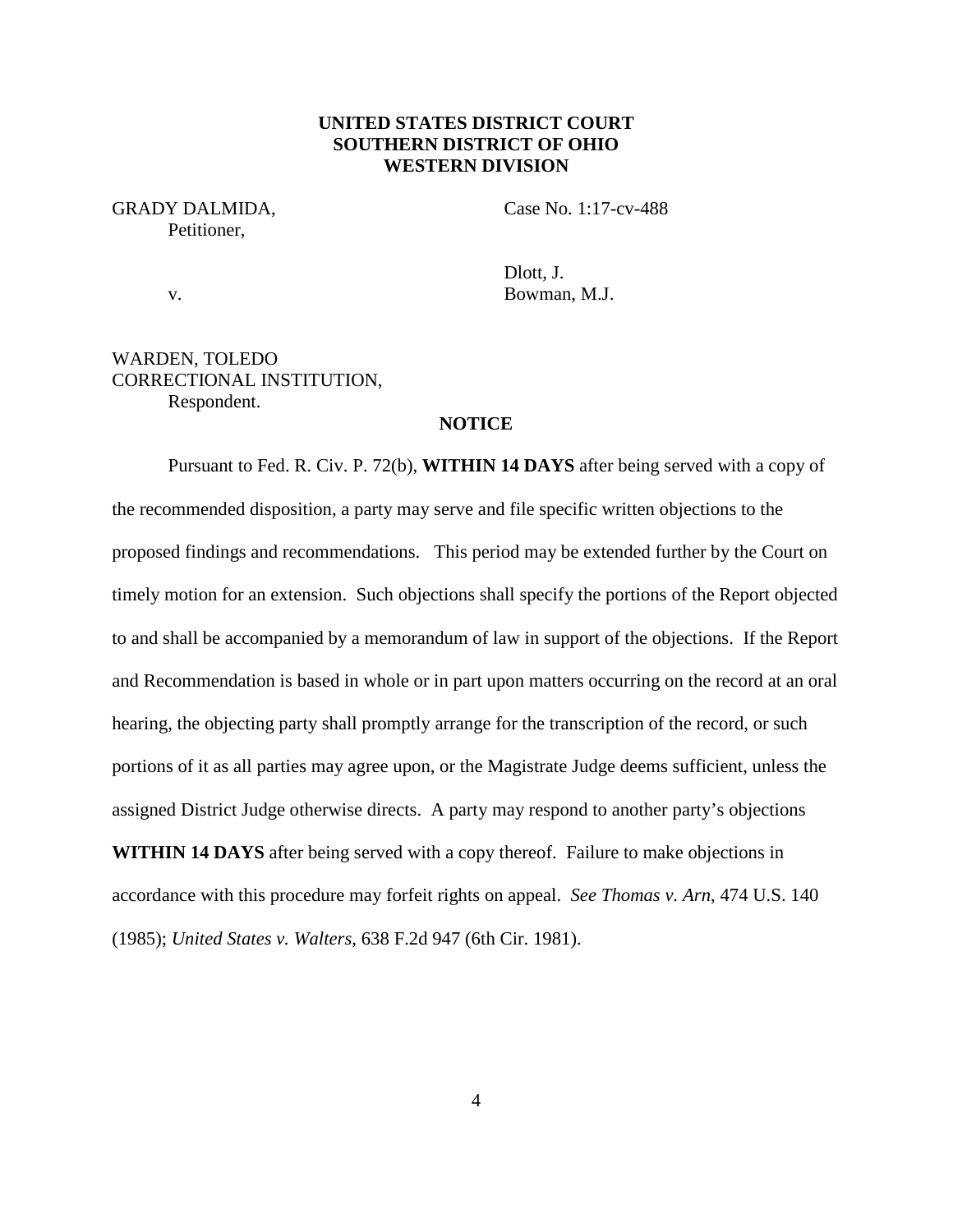**UNITED STATES DISTRICT COURT**
**SOUTHERN DISTRICT OF OHIO**
**WESTERN DIVISION**

GRADY DALMIDA,
Petitioner,

Case No. 1:17-cv-488

v.

Dlott, J.
Bowman, M.J.

WARDEN, TOLEDO
CORRECTIONAL INSTITUTION,
Respondent.

**NOTICE**

Pursuant to Fed. R. Civ. P. 72(b), **WITHIN 14 DAYS** after being served with a copy of the recommended disposition, a party may serve and file specific written objections to the proposed findings and recommendations. This period may be extended further by the Court on timely motion for an extension. Such objections shall specify the portions of the Report objected to and shall be accompanied by a memorandum of law in support of the objections. If the Report and Recommendation is based in whole or in part upon matters occurring on the record at an oral hearing, the objecting party shall promptly arrange for the transcription of the record, or such portions of it as all parties may agree upon, or the Magistrate Judge deems sufficient, unless the assigned District Judge otherwise directs. A party may respond to another party's objections **WITHIN 14 DAYS** after being served with a copy thereof. Failure to make objections in accordance with this procedure may forfeit rights on appeal. *See Thomas v. Arn*, 474 U.S. 140 (1985); *United States v. Walters*, 638 F.2d 947 (6th Cir. 1981).